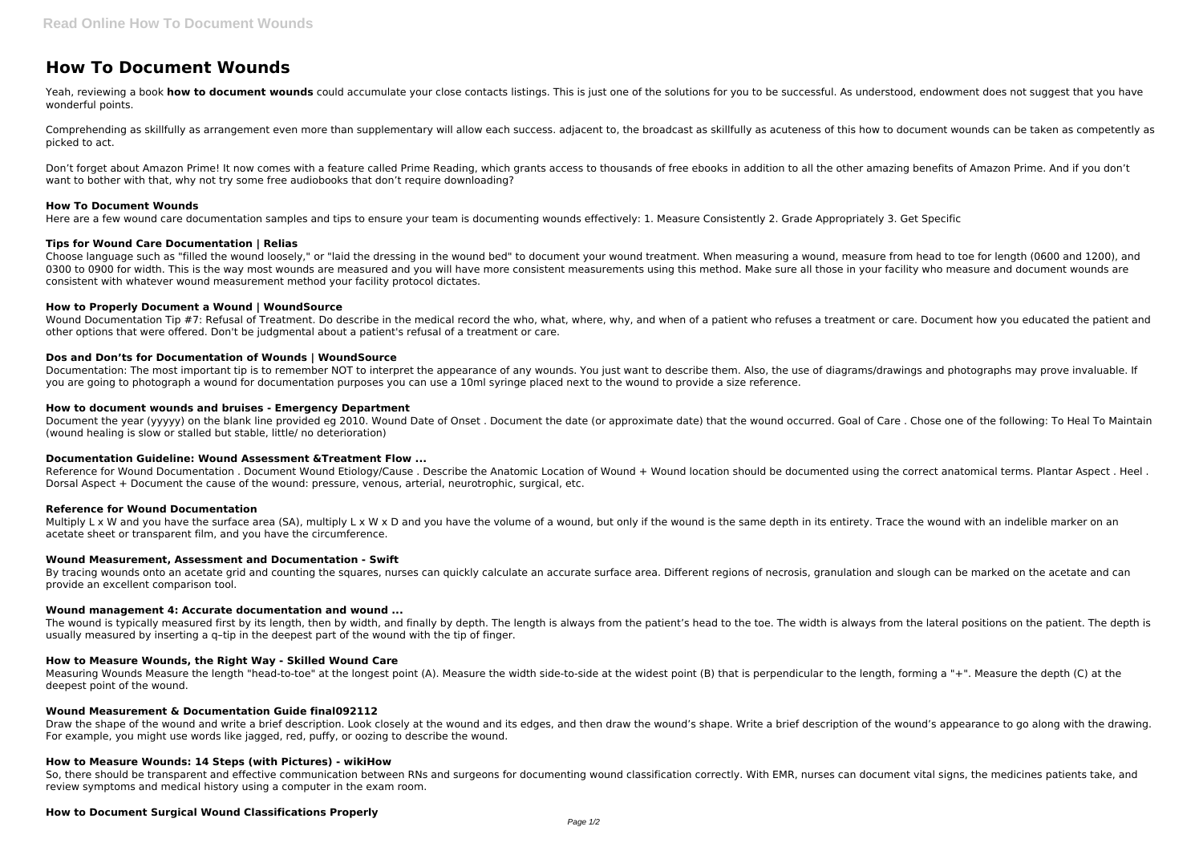# How To Document Wounds

Yeah, reviewing a book **how to document wounds** could accumulate your close contacts listings. This is just one of the solutions for you to be successful. As understood, endowment does not suggest that you have wonderful points.

Comprehending as skillfully as arrangement even more than supplementary will allow each success. adjacent to, the broadcast as skillfully as acuteness of this how to document wounds can be taken as competently as picked to act.

Don't forget about Amazon Prime! It now comes with a feature called Prime Reading, which grants access to thousands of free ebooks in addition to all the other amazing benefits of Amazon Prime. And if you don't want to bother with that, why not try some free audiobooks that don't require downloading?

### How To Document Wounds

Here are a few wound care documentation samples and tips to ensure your team is documenting wounds effectively: 1. Measure Consistently 2. Grade Appropriately 3. Get Specific

### Tips for Wound Care Documentation | Relias

Choose language such as "filled the wound loosely," or "laid the dressing in the wound bed" to document your wound treatment. When measuring a wound, measure from head to toe for length (0600 and 1200), and 0300 to 0900 for width. This is the way most wounds are measured and you will have more consistent measurements using this method. Make sure all those in your facility who measure and document wounds are consistent with whatever wound measurement method your facility protocol dictates.

### How to Properly Document a Wound | WoundSource

Wound Documentation Tip #7: Refusal of Treatment. Do describe in the medical record the who, what, where, why, and when of a patient who refuses a treatment or care. Document how you educated the patient and other options that were offered. Don't be judgmental about a patient's refusal of a treatment or care.

### Dos and Don'ts for Documentation of Wounds | WoundSource

Documentation: The most important tip is to remember NOT to interpret the appearance of any wounds. You just want to describe them. Also, the use of diagrams/drawings and photographs may prove invaluable. If you are going to photograph a wound for documentation purposes you can use a 10ml syringe placed next to the wound to provide a size reference.

### How to document wounds and bruises - Emergency Department

Document the year (yyyyy) on the blank line provided eg 2010. Wound Date of Onset . Document the date (or approximate date) that the wound occurred. Goal of Care . Chose one of the following: To Heal To Maintain (wound healing is slow or stalled but stable, little/ no deterioration)

### Documentation Guideline: Wound Assessment &Treatment Flow ...

Reference for Wound Documentation . Document Wound Etiology/Cause . Describe the Anatomic Location of Wound + Wound location should be documented using the correct anatomical terms. Plantar Aspect . Heel . Dorsal Aspect + Document the cause of the wound: pressure, venous, arterial, neurotrophic, surgical, etc.

### Reference for Wound Documentation

Multiply L x W and you have the surface area (SA), multiply L x W x D and you have the volume of a wound, but only if the wound is the same depth in its entirety. Trace the wound with an indelible marker on an acetate sheet or transparent film, and you have the circumference.

### Wound Measurement, Assessment and Documentation - Swift

By tracing wounds onto an acetate grid and counting the squares, nurses can quickly calculate an accurate surface area. Different regions of necrosis, granulation and slough can be marked on the acetate and can provide an excellent comparison tool.

### Wound management 4: Accurate documentation and wound ...

The wound is typically measured first by its length, then by width, and finally by depth. The length is always from the patient's head to the toe. The width is always from the lateral positions on the patient. The depth is usually measured by inserting a q–tip in the deepest part of the wound with the tip of finger.

### How to Measure Wounds, the Right Way - Skilled Wound Care

Measuring Wounds Measure the length "head-to-toe" at the longest point (A). Measure the width side-to-side at the widest point (B) that is perpendicular to the length, forming a "+". Measure the depth (C) at the deepest point of the wound.

### Wound Measurement & Documentation Guide final092112

Draw the shape of the wound and write a brief description. Look closely at the wound and its edges, and then draw the wound's shape. Write a brief description of the wound's appearance to go along with the drawing. For example, you might use words like jagged, red, puffy, or oozing to describe the wound.

### How to Measure Wounds: 14 Steps (with Pictures) - wikiHow

So, there should be transparent and effective communication between RNs and surgeons for documenting wound classification correctly. With EMR, nurses can document vital signs, the medicines patients take, and review symptoms and medical history using a computer in the exam room.

### How to Document Surgical Wound Classifications Properly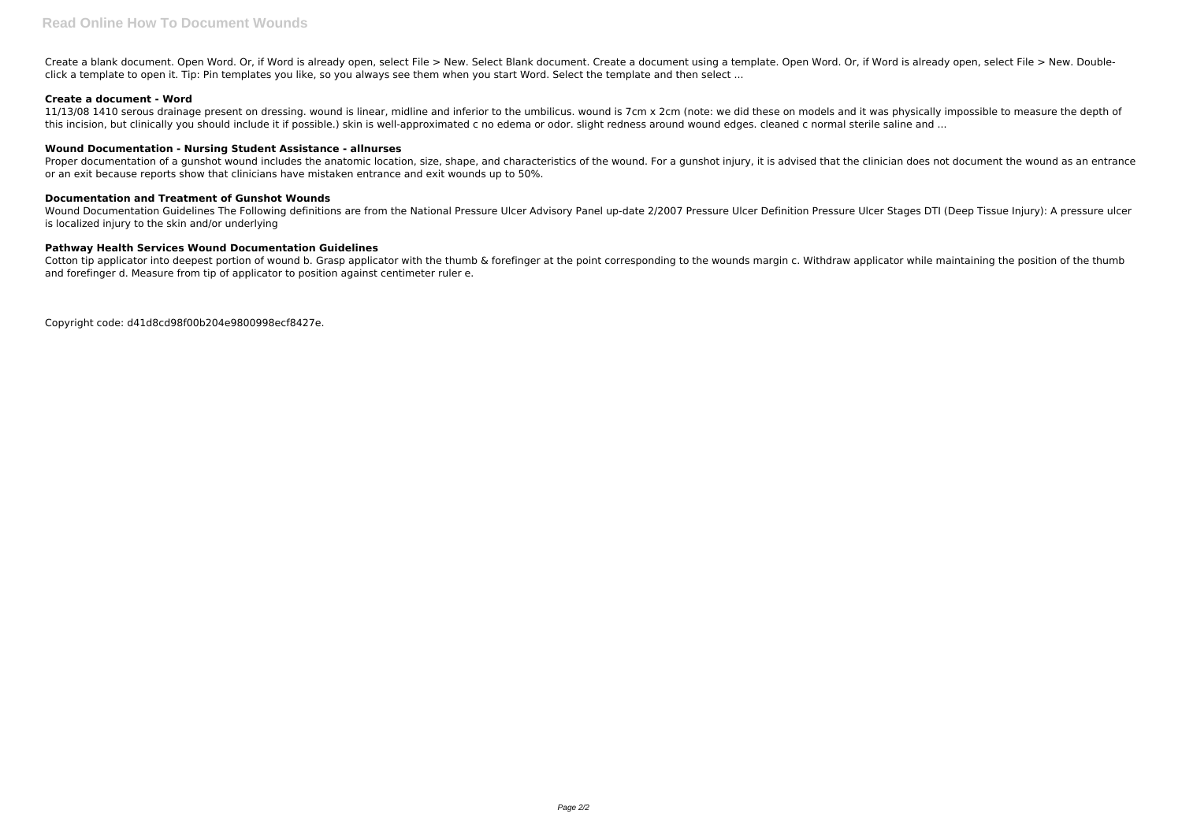Create a blank document. Open Word. Or, if Word is already open, select File > New. Select Blank document. Create a document using a template. Open Word. Or, if Word is already open, select File > New. Double-click a template to open it. Tip: Pin templates you like, so you always see them when you start Word. Select the template and then select ...

### Create a document - Word

11/13/08 1410 serous drainage present on dressing. wound is linear, midline and inferior to the umbilicus. wound is 7cm x 2cm (note: we did these on models and it was physically impossible to measure the depth of this incision, but clinically you should include it if possible.) skin is well-approximated c no edema or odor. slight redness around wound edges. cleaned c normal sterile saline and ...

### Wound Documentation - Nursing Student Assistance - allnurses

Proper documentation of a gunshot wound includes the anatomic location, size, shape, and characteristics of the wound. For a gunshot injury, it is advised that the clinician does not document the wound as an entrance or an exit because reports show that clinicians have mistaken entrance and exit wounds up to 50%.

### Documentation and Treatment of Gunshot Wounds

Wound Documentation Guidelines The Following definitions are from the National Pressure Ulcer Advisory Panel up-date 2/2007 Pressure Ulcer Definition Pressure Ulcer Stages DTI (Deep Tissue Injury): A pressure ulcer is localized injury to the skin and/or underlying

### Pathway Health Services Wound Documentation Guidelines

Cotton tip applicator into deepest portion of wound b. Grasp applicator with the thumb & forefinger at the point corresponding to the wounds margin c. Withdraw applicator while maintaining the position of the thumb and forefinger d. Measure from tip of applicator to position against centimeter ruler e.

Copyright code: d41d8cd98f00b204e9800998ecf8427e.